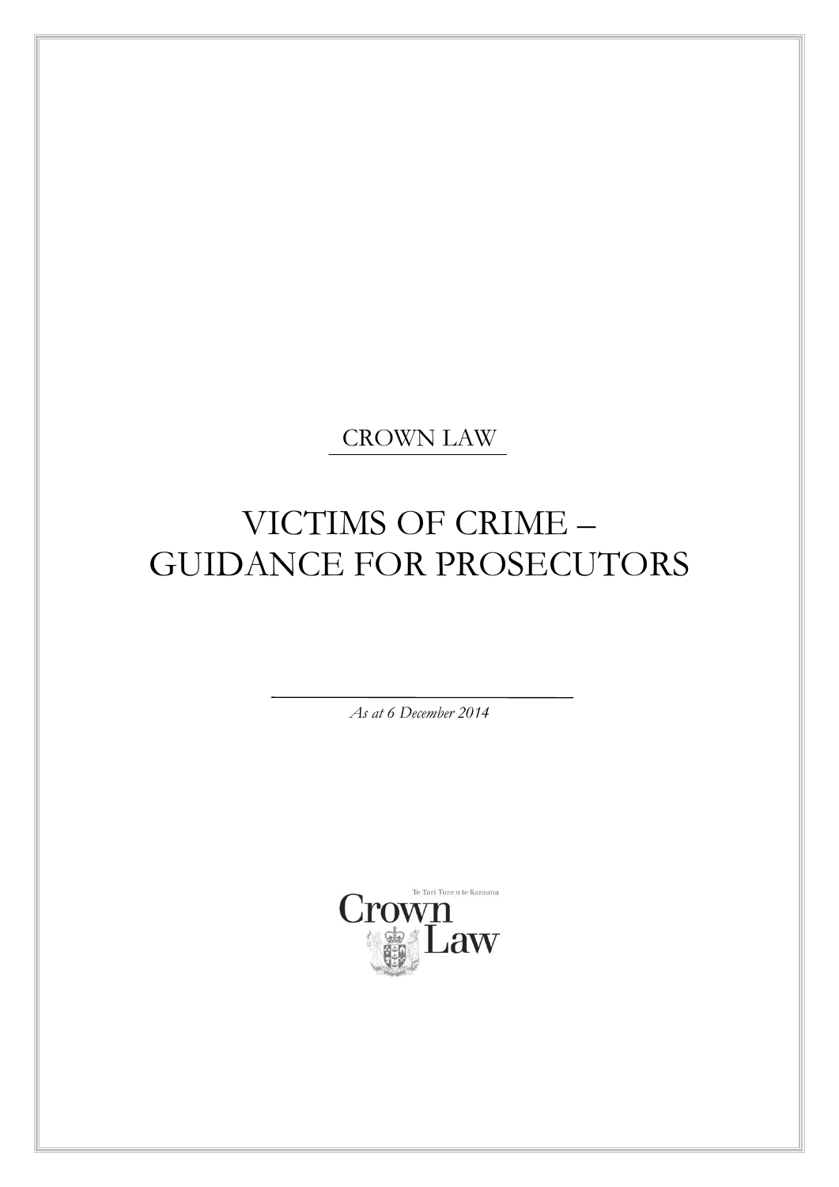CROWN LAW

# VICTIMS OF CRIME – GUIDANCE FOR PROSECUTORS

*As at 6 December 2014*

Te Tari Ture o te Karauna

Crown Law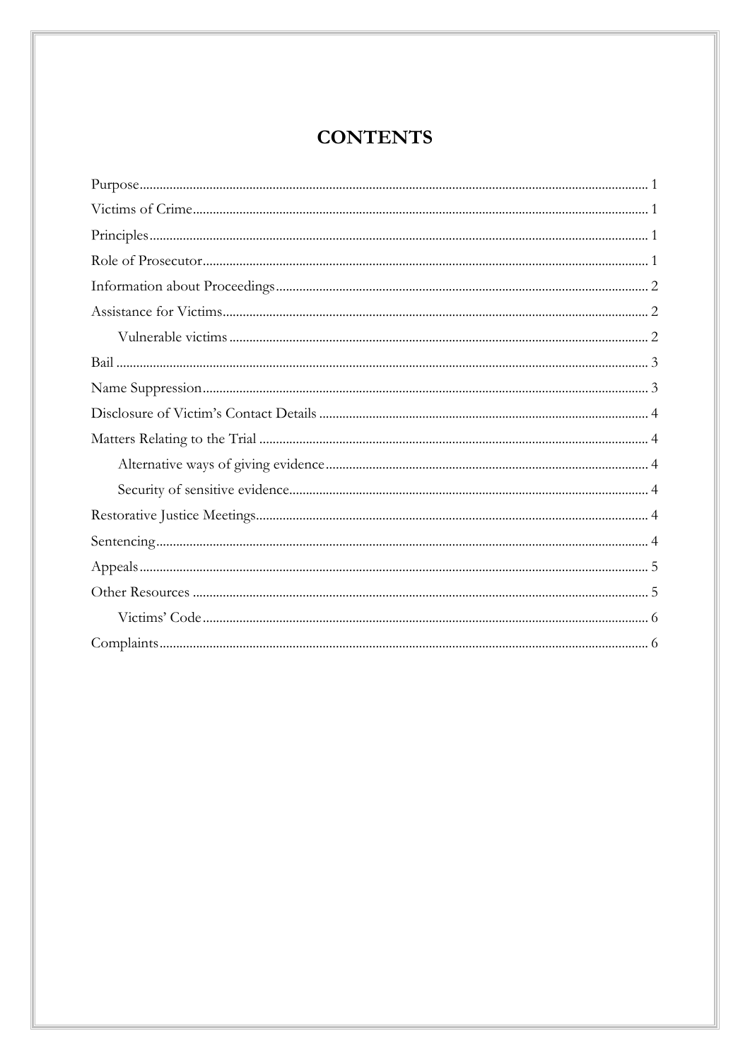# CONTENTS

Purpose ... 1

Victims of Crime ... 1

Principles ... 1

Role of Prosecutor ... 1

Information about Proceedings ... 2

Assistance for Victims ... 2

- Vulnerable victims ... 2

Bail ... 3

Name Suppression ... 3

Disclosure of Victim's Contact Details ... 4

Matters Relating to the Trial ... 4

- Alternative ways of giving evidence ... 4
- Security of sensitive evidence ... 4

Restorative Justice Meetings ... 4

Sentencing ... 4

Appeals ... 5

Other Resources ... 5

- Victims' Code ... 6

Complaints ... 6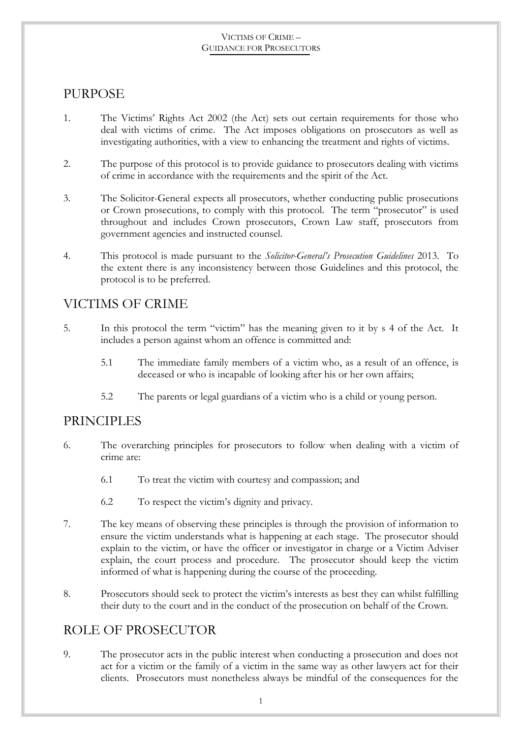## PURPOSE

1. The Victims' Rights Act 2002 (the Act) sets out certain requirements for those who deal with victims of crime. The Act imposes obligations on prosecutors as well as investigating authorities, with a view to enhancing the treatment and rights of victims.

2. The purpose of this protocol is to provide guidance to prosecutors dealing with victims of crime in accordance with the requirements and the spirit of the Act.

3. The Solicitor-General expects all prosecutors, whether conducting public prosecutions or Crown prosecutions, to comply with this protocol. The term "prosecutor" is used throughout and includes Crown prosecutors, Crown Law staff, prosecutors from government agencies and instructed counsel.

4. This protocol is made pursuant to the *Solicitor-General's Prosecution Guidelines* 2013. To the extent there is any inconsistency between those Guidelines and this protocol, the protocol is to be preferred.

## VICTIMS OF CRIME

5. In this protocol the term "victim" has the meaning given to it by s 4 of the Act. It includes a person against whom an offence is committed and:

   5.1 The immediate family members of a victim who, as a result of an offence, is deceased or who is incapable of looking after his or her own affairs;

   5.2 The parents or legal guardians of a victim who is a child or young person.

## PRINCIPLES

6. The overarching principles for prosecutors to follow when dealing with a victim of crime are:

   6.1 To treat the victim with courtesy and compassion; and

   6.2 To respect the victim's dignity and privacy.

7. The key means of observing these principles is through the provision of information to ensure the victim understands what is happening at each stage. The prosecutor should explain to the victim, or have the officer or investigator in charge or a Victim Adviser explain, the court process and procedure. The prosecutor should keep the victim informed of what is happening during the course of the proceeding.

8. Prosecutors should seek to protect the victim's interests as best they can whilst fulfilling their duty to the court and in the conduct of the prosecution on behalf of the Crown.

## ROLE OF PROSECUTOR

9. The prosecutor acts in the public interest when conducting a prosecution and does not act for a victim or the family of a victim in the same way as other lawyers act for their clients. Prosecutors must nonetheless always be mindful of the consequences for the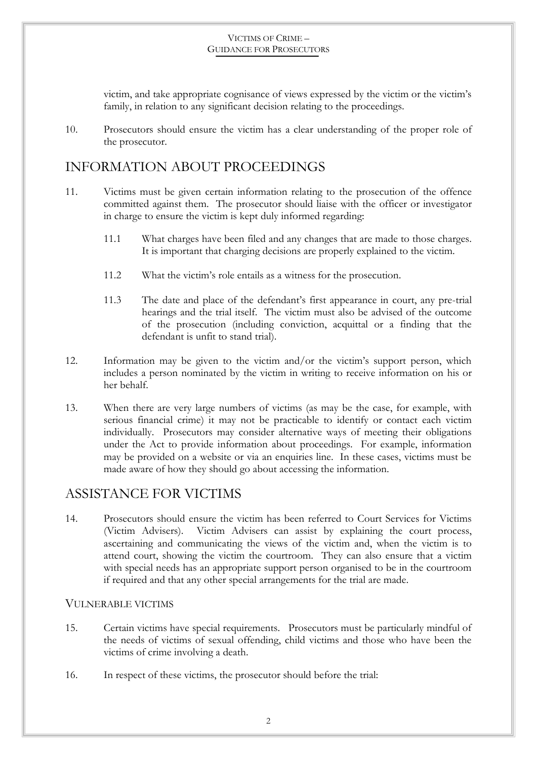victim, and take appropriate cognisance of views expressed by the victim or the victim's family, in relation to any significant decision relating to the proceedings.

10. Prosecutors should ensure the victim has a clear understanding of the proper role of the prosecutor.

## INFORMATION ABOUT PROCEEDINGS

11. Victims must be given certain information relating to the prosecution of the offence committed against them. The prosecutor should liaise with the officer or investigator in charge to ensure the victim is kept duly informed regarding:

    11.1 What charges have been filed and any changes that are made to those charges. It is important that charging decisions are properly explained to the victim.

    11.2 What the victim's role entails as a witness for the prosecution.

    11.3 The date and place of the defendant's first appearance in court, any pre-trial hearings and the trial itself. The victim must also be advised of the outcome of the prosecution (including conviction, acquittal or a finding that the defendant is unfit to stand trial).

12. Information may be given to the victim and/or the victim's support person, which includes a person nominated by the victim in writing to receive information on his or her behalf.

13. When there are very large numbers of victims (as may be the case, for example, with serious financial crime) it may not be practicable to identify or contact each victim individually. Prosecutors may consider alternative ways of meeting their obligations under the Act to provide information about proceedings. For example, information may be provided on a website or via an enquiries line. In these cases, victims must be made aware of how they should go about accessing the information.

## ASSISTANCE FOR VICTIMS

14. Prosecutors should ensure the victim has been referred to Court Services for Victims (Victim Advisers). Victim Advisers can assist by explaining the court process, ascertaining and communicating the views of the victim and, when the victim is to attend court, showing the victim the courtroom. They can also ensure that a victim with special needs has an appropriate support person organised to be in the courtroom if required and that any other special arrangements for the trial are made.

### VULNERABLE VICTIMS

15. Certain victims have special requirements. Prosecutors must be particularly mindful of the needs of victims of sexual offending, child victims and those who have been the victims of crime involving a death.

16. In respect of these victims, the prosecutor should before the trial: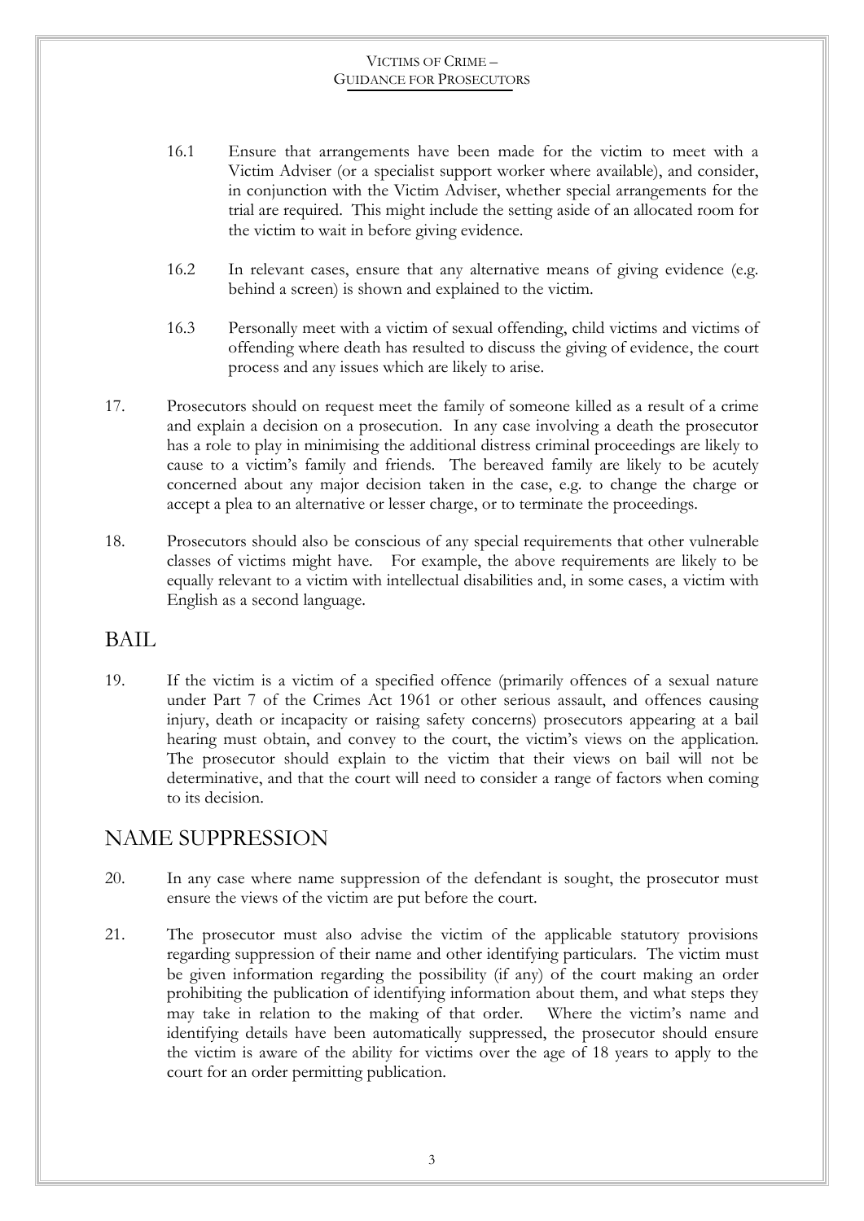16.1 Ensure that arrangements have been made for the victim to meet with a Victim Adviser (or a specialist support worker where available), and consider, in conjunction with the Victim Adviser, whether special arrangements for the trial are required. This might include the setting aside of an allocated room for the victim to wait in before giving evidence.

16.2 In relevant cases, ensure that any alternative means of giving evidence (e.g. behind a screen) is shown and explained to the victim.

16.3 Personally meet with a victim of sexual offending, child victims and victims of offending where death has resulted to discuss the giving of evidence, the court process and any issues which are likely to arise.

17. Prosecutors should on request meet the family of someone killed as a result of a crime and explain a decision on a prosecution. In any case involving a death the prosecutor has a role to play in minimising the additional distress criminal proceedings are likely to cause to a victim's family and friends. The bereaved family are likely to be acutely concerned about any major decision taken in the case, e.g. to change the charge or accept a plea to an alternative or lesser charge, or to terminate the proceedings.

18. Prosecutors should also be conscious of any special requirements that other vulnerable classes of victims might have. For example, the above requirements are likely to be equally relevant to a victim with intellectual disabilities and, in some cases, a victim with English as a second language.

## BAIL

19. If the victim is a victim of a specified offence (primarily offences of a sexual nature under Part 7 of the Crimes Act 1961 or other serious assault, and offences causing injury, death or incapacity or raising safety concerns) prosecutors appearing at a bail hearing must obtain, and convey to the court, the victim's views on the application. The prosecutor should explain to the victim that their views on bail will not be determinative, and that the court will need to consider a range of factors when coming to its decision.

## NAME SUPPRESSION

20. In any case where name suppression of the defendant is sought, the prosecutor must ensure the views of the victim are put before the court.

21. The prosecutor must also advise the victim of the applicable statutory provisions regarding suppression of their name and other identifying particulars. The victim must be given information regarding the possibility (if any) of the court making an order prohibiting the publication of identifying information about them, and what steps they may take in relation to the making of that order. Where the victim's name and identifying details have been automatically suppressed, the prosecutor should ensure the victim is aware of the ability for victims over the age of 18 years to apply to the court for an order permitting publication.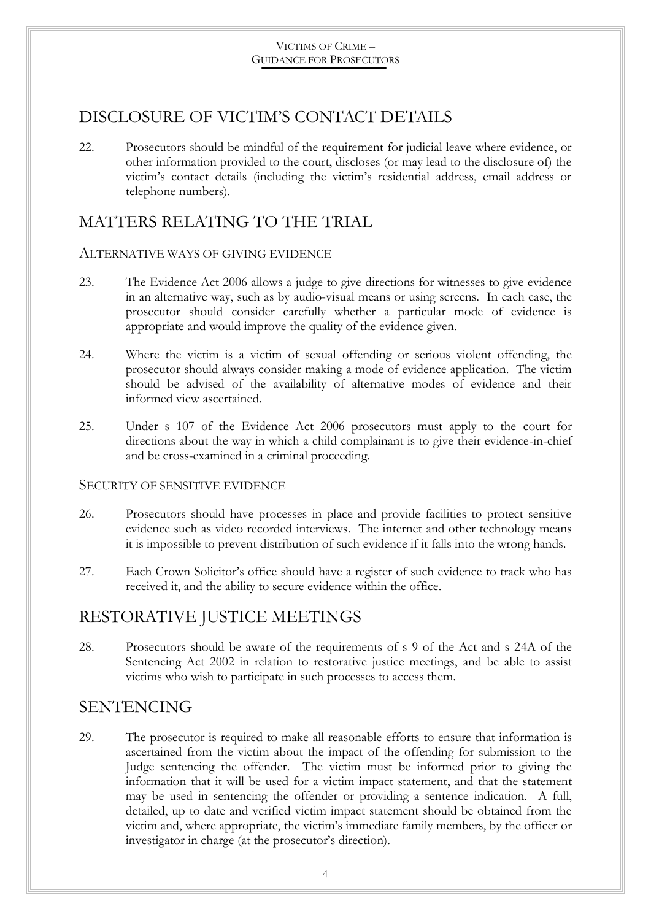## DISCLOSURE OF VICTIM'S CONTACT DETAILS

22. Prosecutors should be mindful of the requirement for judicial leave where evidence, or other information provided to the court, discloses (or may lead to the disclosure of) the victim's contact details (including the victim's residential address, email address or telephone numbers).

## MATTERS RELATING TO THE TRIAL

### ALTERNATIVE WAYS OF GIVING EVIDENCE

23. The Evidence Act 2006 allows a judge to give directions for witnesses to give evidence in an alternative way, such as by audio-visual means or using screens. In each case, the prosecutor should consider carefully whether a particular mode of evidence is appropriate and would improve the quality of the evidence given.

24. Where the victim is a victim of sexual offending or serious violent offending, the prosecutor should always consider making a mode of evidence application. The victim should be advised of the availability of alternative modes of evidence and their informed view ascertained.

25. Under s 107 of the Evidence Act 2006 prosecutors must apply to the court for directions about the way in which a child complainant is to give their evidence-in-chief and be cross-examined in a criminal proceeding.

### SECURITY OF SENSITIVE EVIDENCE

26. Prosecutors should have processes in place and provide facilities to protect sensitive evidence such as video recorded interviews. The internet and other technology means it is impossible to prevent distribution of such evidence if it falls into the wrong hands.

27. Each Crown Solicitor's office should have a register of such evidence to track who has received it, and the ability to secure evidence within the office.

## RESTORATIVE JUSTICE MEETINGS

28. Prosecutors should be aware of the requirements of s 9 of the Act and s 24A of the Sentencing Act 2002 in relation to restorative justice meetings, and be able to assist victims who wish to participate in such processes to access them.

## SENTENCING

29. The prosecutor is required to make all reasonable efforts to ensure that information is ascertained from the victim about the impact of the offending for submission to the Judge sentencing the offender. The victim must be informed prior to giving the information that it will be used for a victim impact statement, and that the statement may be used in sentencing the offender or providing a sentence indication. A full, detailed, up to date and verified victim impact statement should be obtained from the victim and, where appropriate, the victim's immediate family members, by the officer or investigator in charge (at the prosecutor's direction).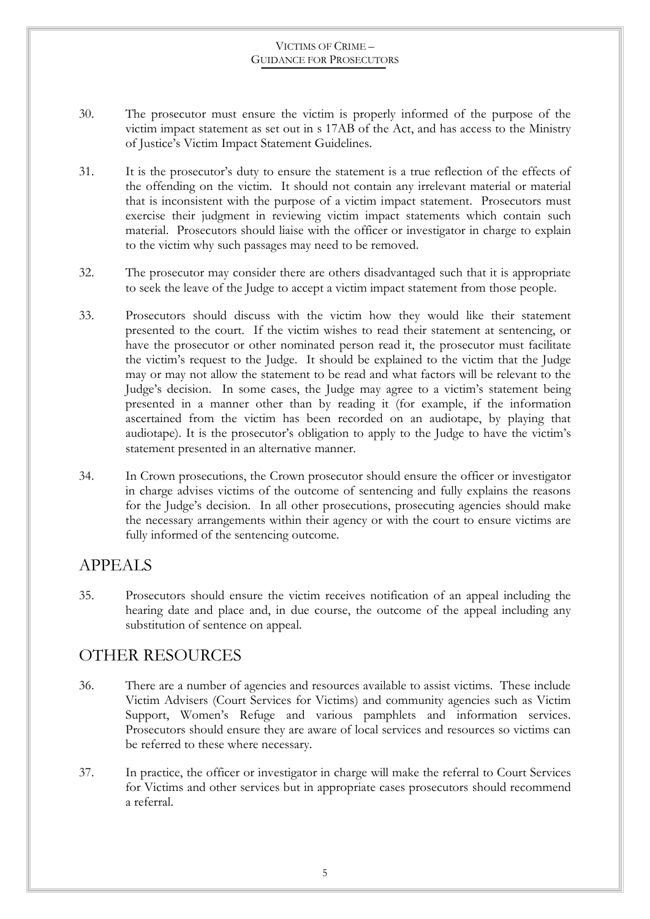30. The prosecutor must ensure the victim is properly informed of the purpose of the victim impact statement as set out in s 17AB of the Act, and has access to the Ministry of Justice's Victim Impact Statement Guidelines.

31. It is the prosecutor's duty to ensure the statement is a true reflection of the effects of the offending on the victim. It should not contain any irrelevant material or material that is inconsistent with the purpose of a victim impact statement. Prosecutors must exercise their judgment in reviewing victim impact statements which contain such material. Prosecutors should liaise with the officer or investigator in charge to explain to the victim why such passages may need to be removed.

32. The prosecutor may consider there are others disadvantaged such that it is appropriate to seek the leave of the Judge to accept a victim impact statement from those people.

33. Prosecutors should discuss with the victim how they would like their statement presented to the court. If the victim wishes to read their statement at sentencing, or have the prosecutor or other nominated person read it, the prosecutor must facilitate the victim's request to the Judge. It should be explained to the victim that the Judge may or may not allow the statement to be read and what factors will be relevant to the Judge's decision. In some cases, the Judge may agree to a victim's statement being presented in a manner other than by reading it (for example, if the information ascertained from the victim has been recorded on an audiotape, by playing that audiotape). It is the prosecutor's obligation to apply to the Judge to have the victim's statement presented in an alternative manner.

34. In Crown prosecutions, the Crown prosecutor should ensure the officer or investigator in charge advises victims of the outcome of sentencing and fully explains the reasons for the Judge's decision. In all other prosecutions, prosecuting agencies should make the necessary arrangements within their agency or with the court to ensure victims are fully informed of the sentencing outcome.

## APPEALS

35. Prosecutors should ensure the victim receives notification of an appeal including the hearing date and place and, in due course, the outcome of the appeal including any substitution of sentence on appeal.

## OTHER RESOURCES

36. There are a number of agencies and resources available to assist victims. These include Victim Advisers (Court Services for Victims) and community agencies such as Victim Support, Women's Refuge and various pamphlets and information services. Prosecutors should ensure they are aware of local services and resources so victims can be referred to these where necessary.

37. In practice, the officer or investigator in charge will make the referral to Court Services for Victims and other services but in appropriate cases prosecutors should recommend a referral.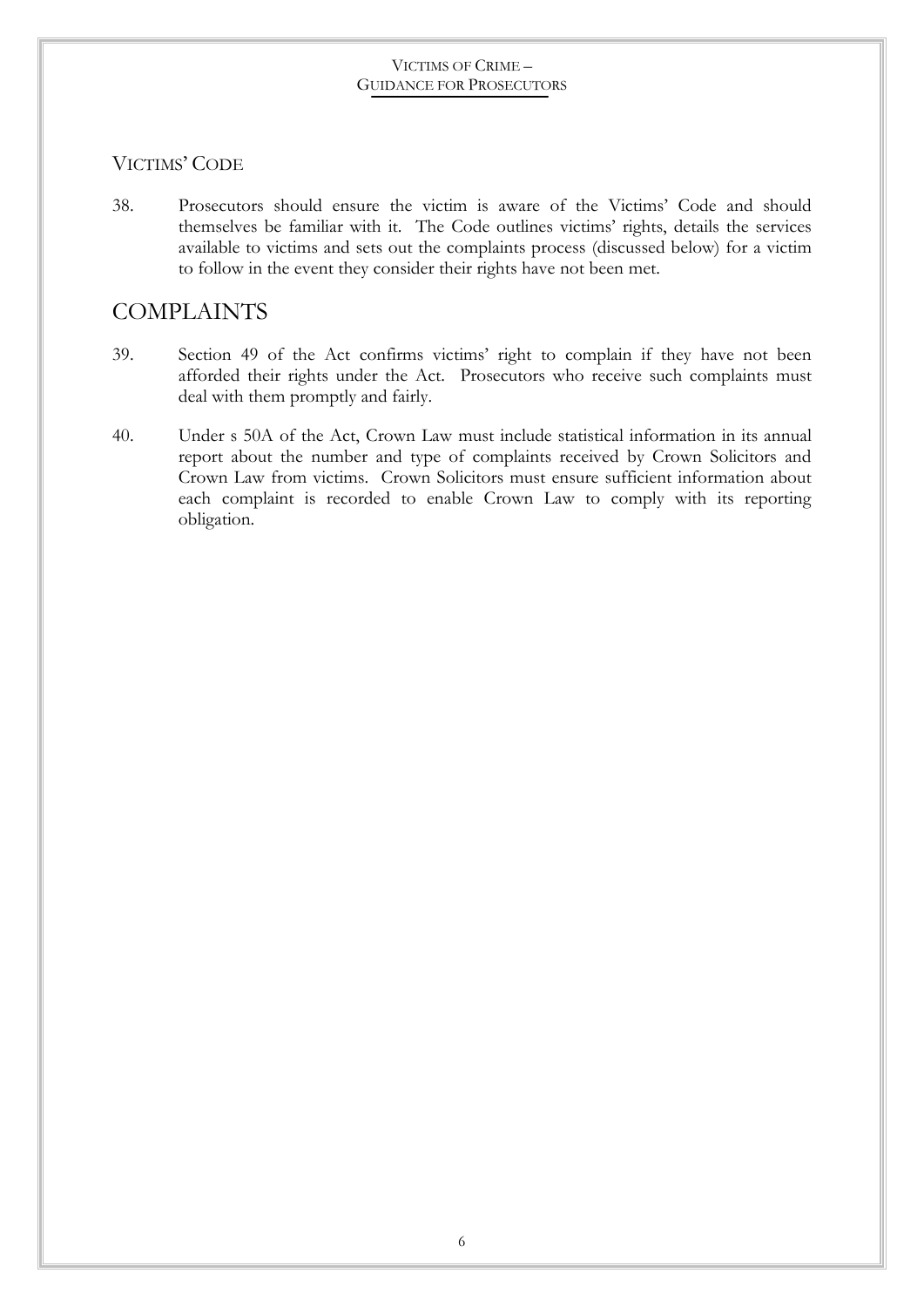### Victims' Code

38. Prosecutors should ensure the victim is aware of the Victims' Code and should themselves be familiar with it. The Code outlines victims' rights, details the services available to victims and sets out the complaints process (discussed below) for a victim to follow in the event they consider their rights have not been met.

## COMPLAINTS

39. Section 49 of the Act confirms victims' right to complain if they have not been afforded their rights under the Act. Prosecutors who receive such complaints must deal with them promptly and fairly.

40. Under s 50A of the Act, Crown Law must include statistical information in its annual report about the number and type of complaints received by Crown Solicitors and Crown Law from victims. Crown Solicitors must ensure sufficient information about each complaint is recorded to enable Crown Law to comply with its reporting obligation.